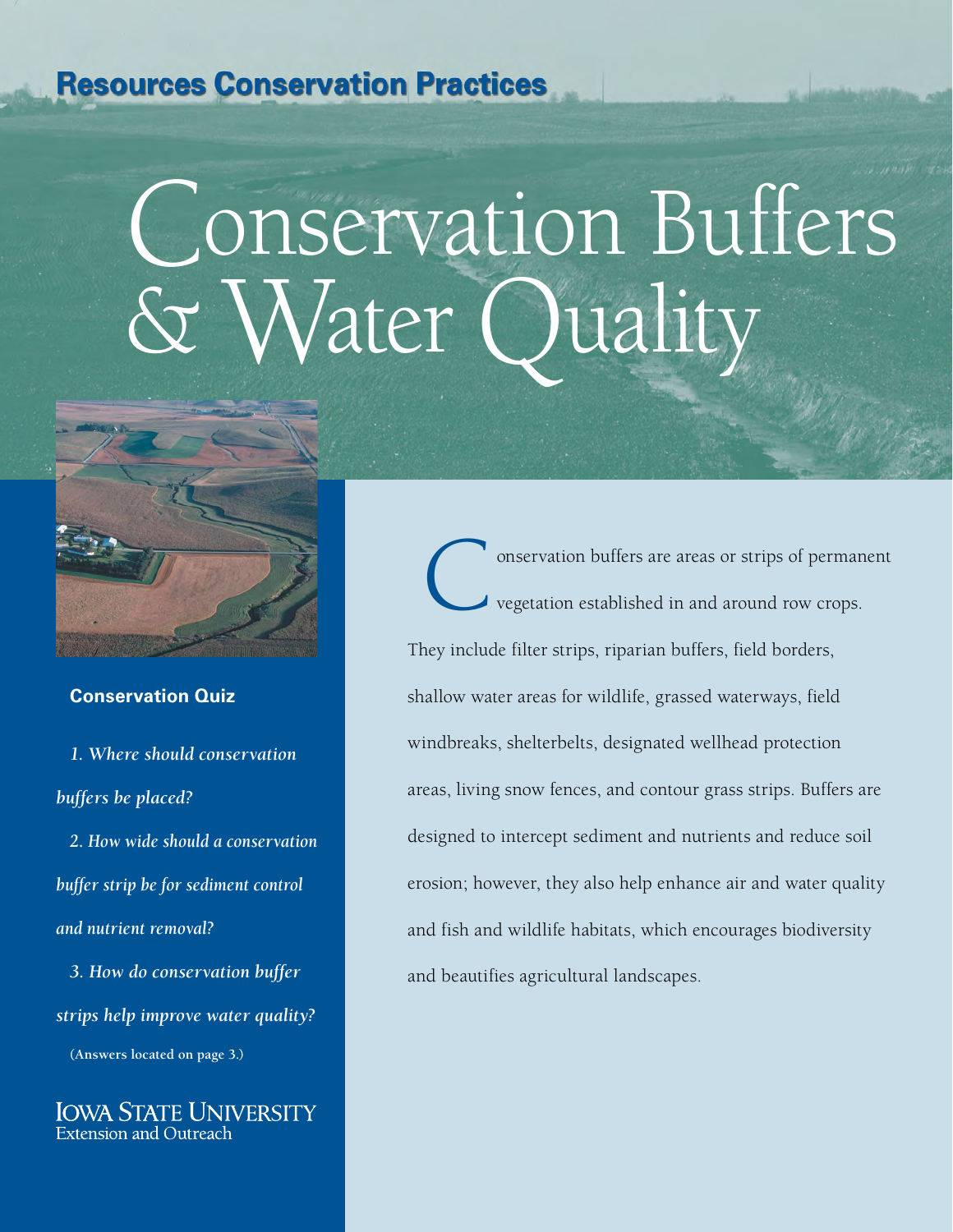Resources Conservation Practices

# Conservation Buffers & Water Quality

**Conservation Quiz**

*1. Where should conservation buffers be placed?*

*2. How wide should a conservation buffer strip be for sediment control and nutrient removal?*

*3. How do conservation buffer strips help improve water quality?*

(Answers located on page 3.)

IOWA STATE UNIVERSITY
Extension and Outreach

Conservation buffers are areas or strips of permanent vegetation established in and around row crops. They include filter strips, riparian buffers, field borders, shallow water areas for wildlife, grassed waterways, field windbreaks, shelterbelts, designated wellhead protection areas, living snow fences, and contour grass strips. Buffers are designed to intercept sediment and nutrients and reduce soil erosion; however, they also help enhance air and water quality and fish and wildlife habitats, which encourages biodiversity and beautifies agricultural landscapes.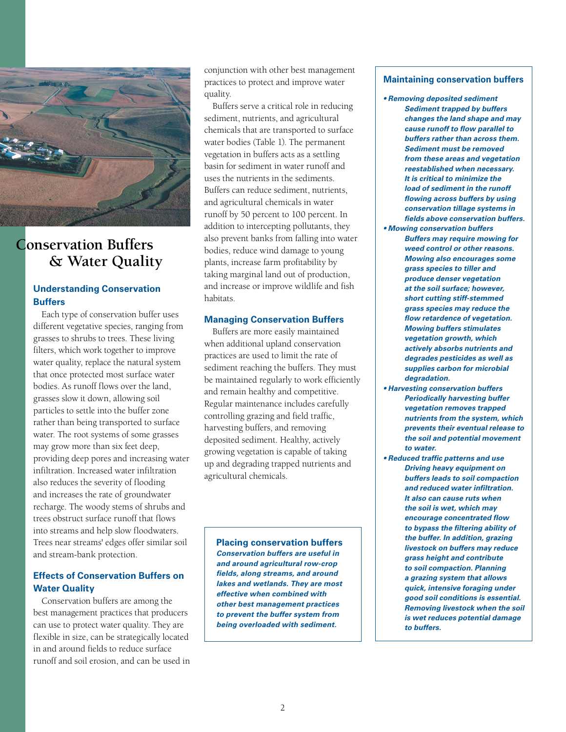# Conservation Buffers & Water Quality

## Understanding Conservation Buffers

Each type of conservation buffer uses different vegetative species, ranging from grasses to shrubs to trees. These living filters, which work together to improve water quality, replace the natural system that once protected most surface water bodies. As runoff flows over the land, grasses slow it down, allowing soil particles to settle into the buffer zone rather than being transported to surface water. The root systems of some grasses may grow more than six feet deep, providing deep pores and increasing water infiltration. Increased water infiltration also reduces the severity of flooding and increases the rate of groundwater recharge. The woody stems of shrubs and trees obstruct surface runoff that flows into streams and help slow floodwaters. Trees near streams' edges offer similar soil and stream-bank protection.

## Effects of Conservation Buffers on Water Quality

Conservation buffers are among the best management practices that producers can use to protect water quality. They are flexible in size, can be strategically located in and around fields to reduce surface runoff and soil erosion, and can be used in conjunction with other best management practices to protect and improve water quality.

Buffers serve a critical role in reducing sediment, nutrients, and agricultural chemicals that are transported to surface water bodies (Table 1). The permanent vegetation in buffers acts as a settling basin for sediment in water runoff and uses the nutrients in the sediments. Buffers can reduce sediment, nutrients, and agricultural chemicals in water runoff by 50 percent to 100 percent. In addition to intercepting pollutants, they also prevent banks from falling into water bodies, reduce wind damage to young plants, increase farm profitability by taking marginal land out of production, and increase or improve wildlife and fish habitats.

## Managing Conservation Buffers

Buffers are more easily maintained when additional upland conservation practices are used to limit the rate of sediment reaching the buffers. They must be maintained regularly to work efficiently and remain healthy and competitive. Regular maintenance includes carefully controlling grazing and field traffic, harvesting buffers, and removing deposited sediment. Healthy, actively growing vegetation is capable of taking up and degrading trapped nutrients and agricultural chemicals.

### Placing conservation buffers

***Conservation buffers are useful in and around agricultural row-crop fields, along streams, and around lakes and wetlands. They are most effective when combined with other best management practices to prevent the buffer system from being overloaded with sediment.***

### Maintaining conservation buffers

- ***Removing deposited sediment***
  ***Sediment trapped by buffers changes the land shape and may cause runoff to flow parallel to buffers rather than across them. Sediment must be removed from these areas and vegetation reestablished when necessary. It is critical to minimize the load of sediment in the runoff flowing across buffers by using conservation tillage systems in fields above conservation buffers.***
- ***Mowing conservation buffers***
  ***Buffers may require mowing for weed control or other reasons. Mowing also encourages some grass species to tiller and produce denser vegetation at the soil surface; however, short cutting stiff-stemmed grass species may reduce the flow retardence of vegetation. Mowing buffers stimulates vegetation growth, which actively absorbs nutrients and degrades pesticides as well as supplies carbon for microbial degradation.***
- ***Harvesting conservation buffers***
  ***Periodically harvesting buffer vegetation removes trapped nutrients from the system, which prevents their eventual release to the soil and potential movement to water.***
- ***Reduced traffic patterns and use***
  ***Driving heavy equipment on buffers leads to soil compaction and reduced water infiltration. It also can cause ruts when the soil is wet, which may encourage concentrated flow to bypass the filtering ability of the buffer. In addition, grazing livestock on buffers may reduce grass height and contribute to soil compaction. Planning a grazing system that allows quick, intensive foraging under good soil conditions is essential. Removing livestock when the soil is wet reduces potential damage to buffers.***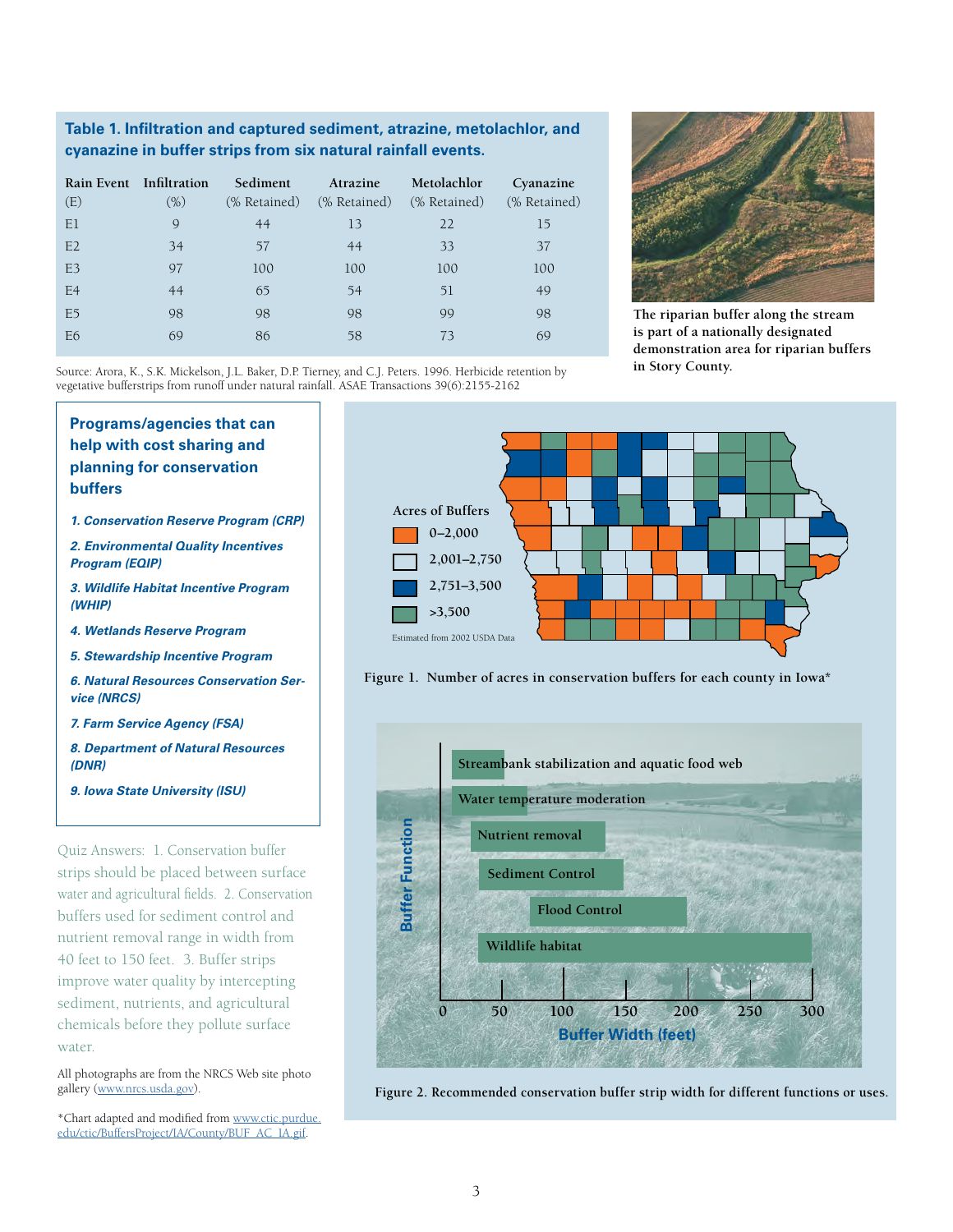**Table 1. Infiltration and captured sediment, atrazine, metolachlor, and cyanazine in buffer strips from six natural rainfall events.**

| Rain Event (E) | Infiltration (%) | Sediment (% Retained) | Atrazine (% Retained) | Metolachlor (% Retained) | Cyanazine (% Retained) |
|---|---|---|---|---|---|
| E1 | 9 | 44 | 13 | 22 | 15 |
| E2 | 34 | 57 | 44 | 33 | 37 |
| E3 | 97 | 100 | 100 | 100 | 100 |
| E4 | 44 | 65 | 54 | 51 | 49 |
| E5 | 98 | 98 | 98 | 99 | 98 |
| E6 | 69 | 86 | 58 | 73 | 69 |

Source: Arora, K., S.K. Mickelson, J.L. Baker, D.P. Tierney, and C.J. Peters. 1996. Herbicide retention by vegetative bufferstrips from runoff under natural rainfall. ASAE Transactions 39(6):2155-2162

**The riparian buffer along the stream is part of a nationally designated demonstration area for riparian buffers in Story County.**

### Programs/agencies that can help with cost sharing and planning for conservation buffers

1. ***Conservation Reserve Program (CRP)***
2. ***Environmental Quality Incentives Program (EQIP)***
3. ***Wildlife Habitat Incentive Program (WHIP)***
4. ***Wetlands Reserve Program***
5. ***Stewardship Incentive Program***
6. ***Natural Resources Conservation Service (NRCS)***
7. ***Farm Service Agency (FSA)***
8. ***Department of Natural Resources (DNR)***
9. ***Iowa State University (ISU)***

Quiz Answers: 1. Conservation buffer strips should be placed between surface water and agricultural fields. 2. Conservation buffers used for sediment control and nutrient removal range in width from 40 feet to 150 feet. 3. Buffer strips improve water quality by intercepting sediment, nutrients, and agricultural chemicals before they pollute surface water.

All photographs are from the NRCS Web site photo gallery (www.nrcs.usda.gov).

*Chart adapted and modified from www.ctic.purdue.edu/ctic/BuffersProject/IA/County/BUF_AC_IA.gif.

Acres of Buffers: 0–2,000; 2,001–2,750; 2,751–3,500; >3,500

Estimated from 2002 USDA Data

**Figure 1. Number of acres in conservation buffers for each county in Iowa***

Buffer Function: Streambank stabilization and aquatic food web; Water temperature moderation; Nutrient removal; Sediment Control; Flood Control; Wildlife habitat

Buffer Width (feet): 0, 50, 100, 150, 200, 250, 300

**Figure 2. Recommended conservation buffer strip width for different functions or uses.**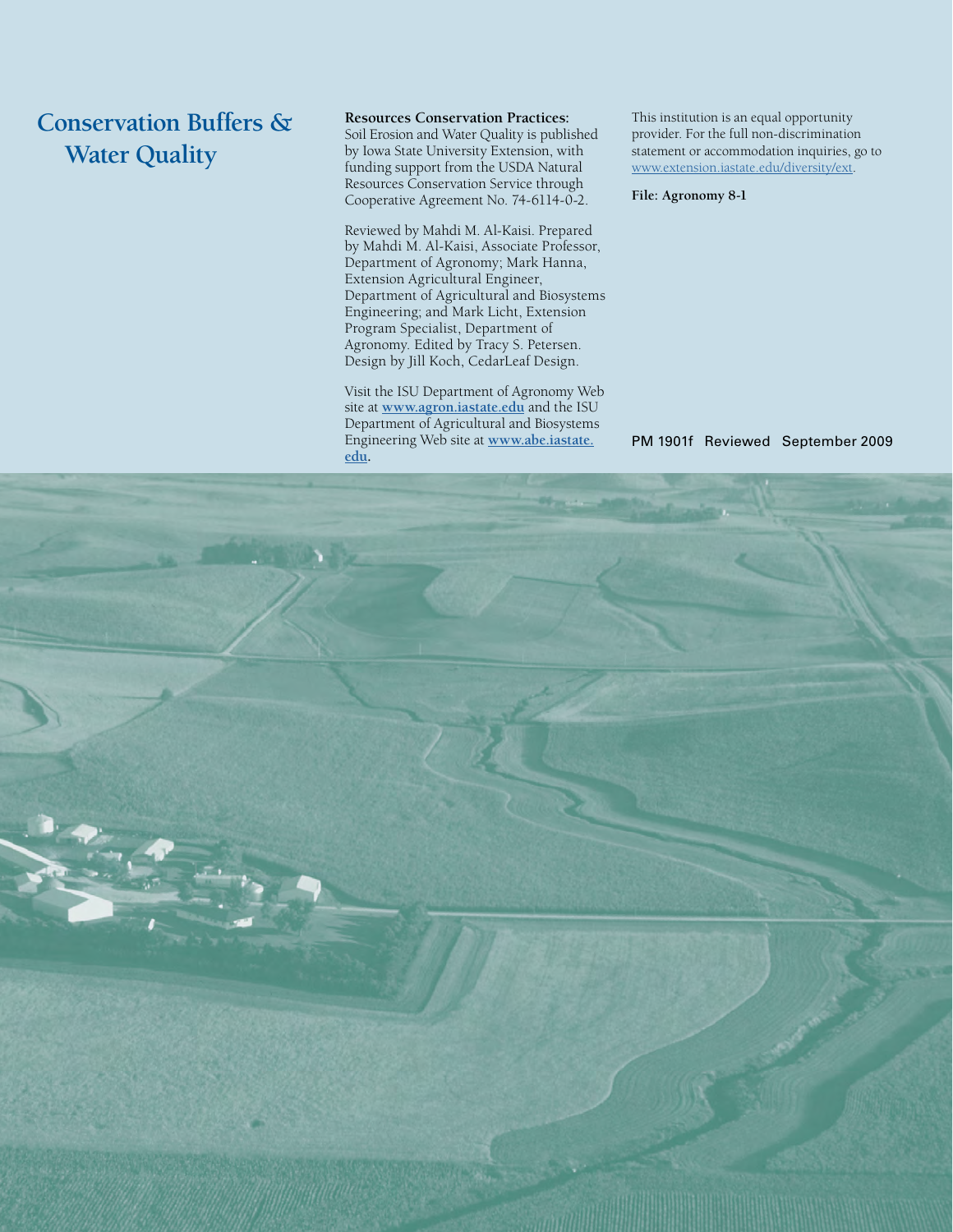# Conservation Buffers & Water Quality

**Resources Conservation Practices:** Soil Erosion and Water Quality is published by Iowa State University Extension, with funding support from the USDA Natural Resources Conservation Service through Cooperative Agreement No. 74-6114-0-2.

Reviewed by Mahdi M. Al-Kaisi. Prepared by Mahdi M. Al-Kaisi, Associate Professor, Department of Agronomy; Mark Hanna, Extension Agricultural Engineer, Department of Agricultural and Biosystems Engineering; and Mark Licht, Extension Program Specialist, Department of Agronomy. Edited by Tracy S. Petersen. Design by Jill Koch, CedarLeaf Design.

Visit the ISU Department of Agronomy Web site at **www.agron.iastate.edu** and the ISU Department of Agricultural and Biosystems Engineering Web site at **www.abe.iastate.edu**.

This institution is an equal opportunity provider. For the full non-discrimination statement or accommodation inquiries, go to www.extension.iastate.edu/diversity/ext.

**File: Agronomy 8-1**

PM 1901f Reviewed September 2009